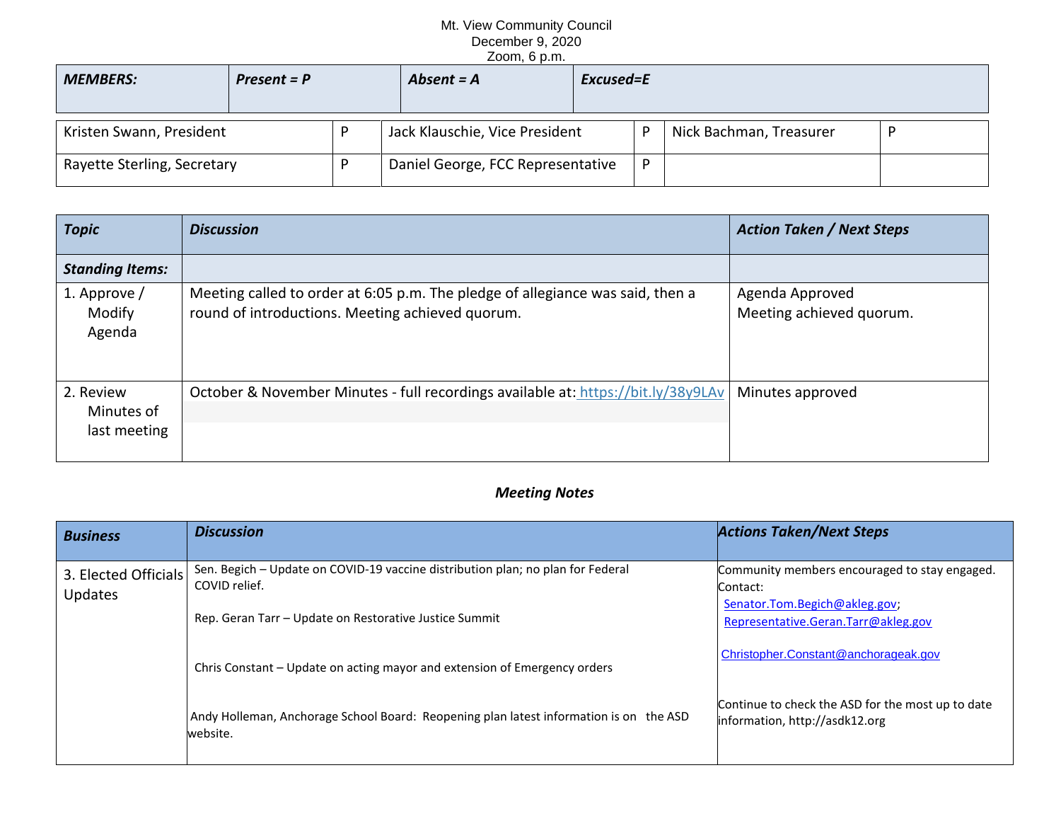Mt. View Community Council
December 9, 2020
Zoom, 6 p.m.

| MEMBERS: | Present = P | Absent = A | Excused=E |
| --- | --- | --- | --- |

| | | | | | |
| --- | --- | --- | --- | --- | --- |
| Kristen Swann, President | P | Jack Klauschie, Vice President | P | Nick Bachman, Treasurer | P |
| Rayette Sterling, Secretary | P | Daniel George, FCC Representative | P | | |

| Topic | Discussion | Action Taken / Next Steps |
| --- | --- | --- |
| **Standing Items:** | | |
| 1. Approve / Modify Agenda | Meeting called to order at 6:05 p.m. The pledge of allegiance was said, then a round of introductions. Meeting achieved quorum. | Agenda Approved<br>Meeting achieved quorum. |
| 2. Review Minutes of last meeting | October & November Minutes - full recordings available at: https://bit.ly/38y9LAv | Minutes approved |

### *Meeting Notes*

| Business | Discussion | Actions Taken/Next Steps |
| --- | --- | --- |
| 3. Elected Officials Updates | Sen. Begich – Update on COVID-19 vaccine distribution plan; no plan for Federal COVID relief.<br><br>Rep. Geran Tarr – Update on Restorative Justice Summit<br><br>Chris Constant – Update on acting mayor and extension of Emergency orders<br><br>Andy Holleman, Anchorage School Board: Reopening plan latest information is on the ASD website. | Community members encouraged to stay engaged. Contact:<br>Senator.Tom.Begich@akleg.gov;<br>Representative.Geran.Tarr@akleg.gov<br><br>Christopher.Constant@anchorageak.gov<br><br>Continue to check the ASD for the most up to date information, http://asdk12.org |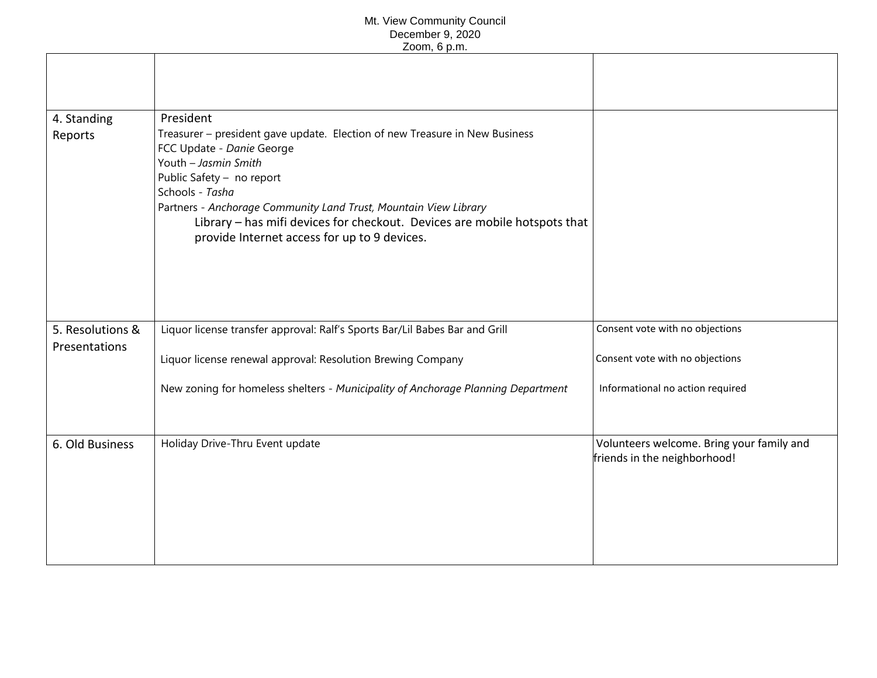Mt. View Community Council
December 9, 2020
Zoom, 6 p.m.

| | | |
|---|---|---|
| | | |
| 4. Standing Reports | President<br>Treasurer – president gave update. Election of new Treasure in New Business<br>FCC Update - *Danie* George<br>Youth – *Jasmin Smith*<br>Public Safety – no report<br>Schools - *Tasha*<br>Partners - *Anchorage Community Land Trust, Mountain View Library*<br>Library – has mifi devices for checkout. Devices are mobile hotspots that provide Internet access for up to 9 devices. | |
| 5. Resolutions & Presentations | Liquor license transfer approval: Ralf's Sports Bar/Lil Babes Bar and Grill<br><br>Liquor license renewal approval: Resolution Brewing Company<br><br>New zoning for homeless shelters - *Municipality of Anchorage Planning Department* | Consent vote with no objections<br><br>Consent vote with no objections<br><br>Informational no action required |
| 6. Old Business | Holiday Drive-Thru Event update | Volunteers welcome. Bring your family and friends in the neighborhood! |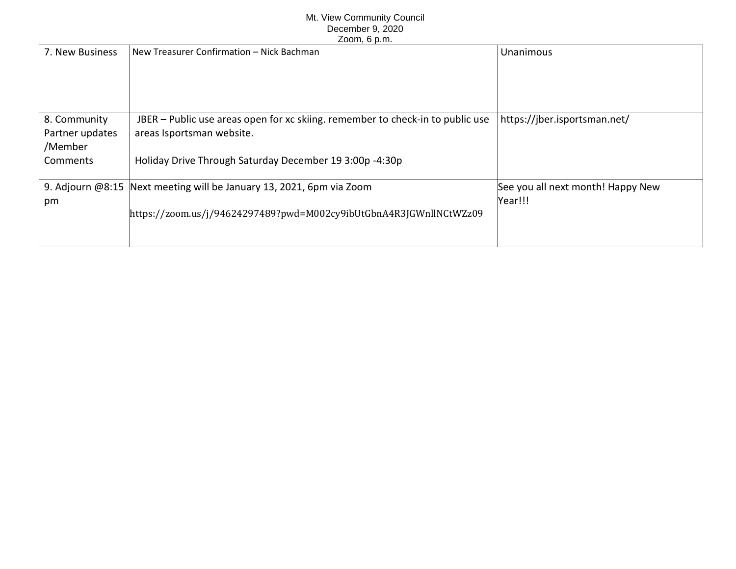| | | |
|---|---|---|
| 7. New Business | New Treasurer Confirmation – Nick Bachman | Unanimous |
| 8. Community Partner updates /Member Comments | JBER – Public use areas open for xc skiing. remember to check-in to public use areas Isportsman website.<br><br>Holiday Drive Through Saturday December 19 3:00p -4:30p | https://jber.isportsman.net/ |
| 9. Adjourn @8:15 pm | Next meeting will be January 13, 2021, 6pm via Zoom<br><br>https://zoom.us/j/94624297489?pwd=M002cy9ibUtGbnA4R3JGWnllNCtWZz09 | See you all next month! Happy New Year!!! |